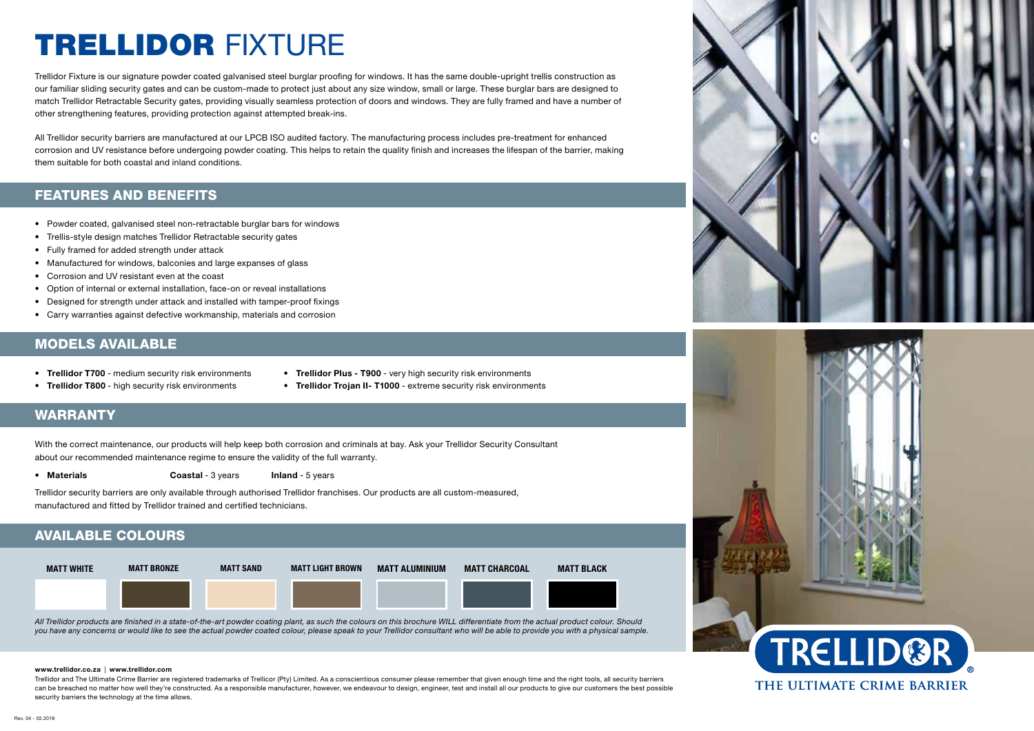# TRELLIDOR FIXTURE

Trellidor Fixture is our signature powder coated galvanised steel burglar proofing for windows. It has the same double-upright trellis construction as our familiar sliding security gates and can be custom-made to protect just about any size window, small or large. These burglar bars are designed to match Trellidor Retractable Security gates, providing visually seamless protection of doors and windows. They are fully framed and have a number of other strengthening features, providing protection against attempted break-ins.

All Trellidor security barriers are manufactured at our LPCB ISO audited factory. The manufacturing process includes pre-treatment for enhanced corrosion and UV resistance before undergoing powder coating. This helps to retain the quality finish and increases the lifespan of the barrier, making them suitable for both coastal and inland conditions.

## FEATURES AND BENEFITS

- Powder coated, galvanised steel non-retractable burglar bars for windows
- Trellis-style design matches Trellidor Retractable security gates
- Fully framed for added strength under attack
- Manufactured for windows, balconies and large expanses of glass
- Corrosion and UV resistant even at the coast
- Option of internal or external installation, face-on or reveal installations
- Designed for strength under attack and installed with tamper-proof fixings
- Carry warranties against defective workmanship, materials and corrosion

## MODELS AVAILABLE

- **Trellidor T700** - medium security risk environments
- **Trellidor T800** - high security risk environments
- **Trellidor Plus - T900** - very high security risk environments
- **Trellidor Trojan II- T1000** - extreme security risk environments

## WARRANTY

With the correct maintenance, our products will help keep both corrosion and criminals at bay. Ask your Trellidor Security Consultant about our recommended maintenance regime to ensure the validity of the full warranty.

- **Materials** **Coastal** - 3 years **Inland** - 5 years

Trellidor security barriers are only available through authorised Trellidor franchises. Our products are all custom-measured, manufactured and fitted by Trellidor trained and certified technicians.

## AVAILABLE COLOURS

MATT WHITE | MATT BRONZE | MATT SAND | MATT LIGHT BROWN | MATT ALUMINIUM | MATT CHARCOAL | MATT BLACK

*All Trellidor products are finished in a state-of-the-art powder coating plant, as such the colours on this brochure WILL differentiate from the actual product colour. Should you have any concerns or would like to see the actual powder coated colour, please speak to your Trellidor consultant who will be able to provide you with a physical sample.*

**www.trellidor.co.za | www.trellidor.com**

Trellidor and The Ultimate Crime Barrier are registered trademarks of Trellicor (Pty) Limited. As a conscientious consumer please remember that given enough time and the right tools, all security barriers can be breached no matter how well they're constructed. As a responsible manufacturer, however, we endeavour to design, engineer, test and install all our products to give our customers the best possible security barriers the technology at the time allows.

TRELLIDOR®
THE ULTIMATE CRIME BARRIER

Rev. 04 - 02.2018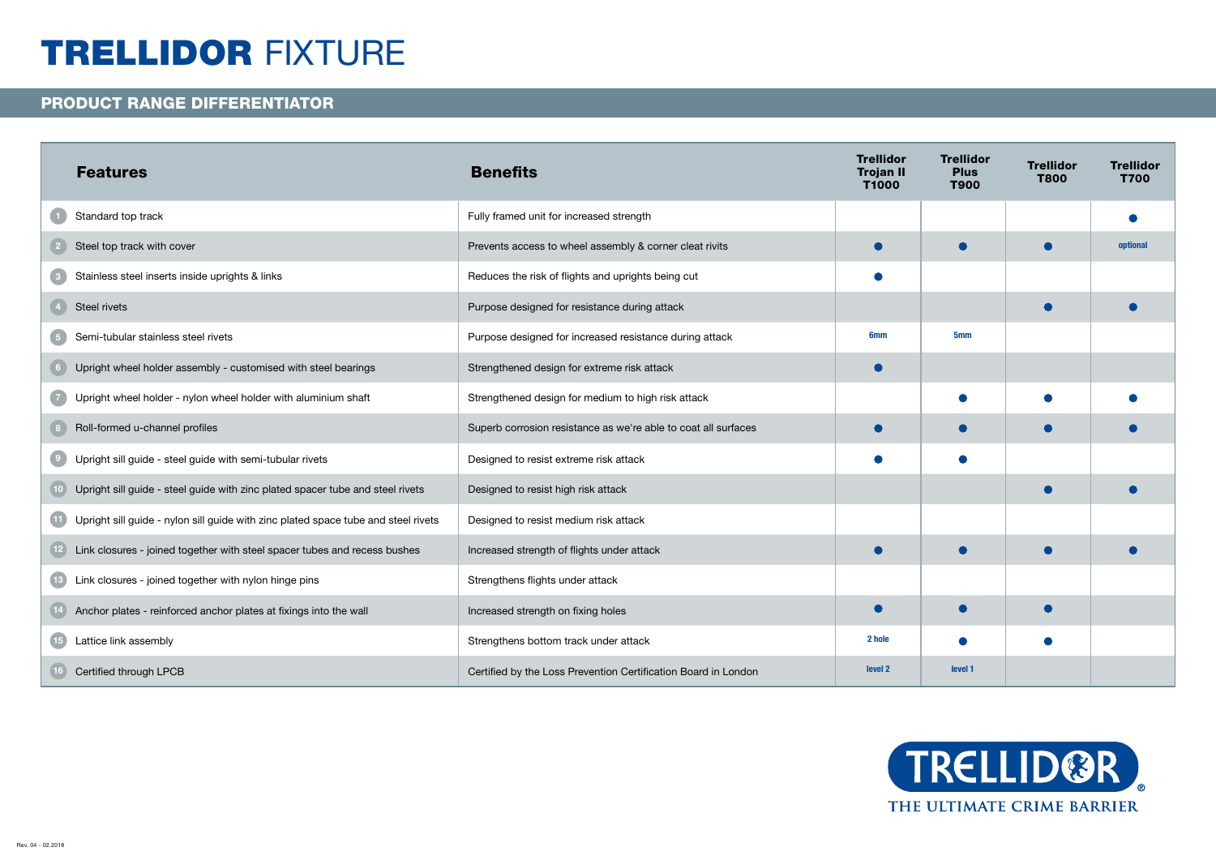# TRELLIDOR FIXTURE

## PRODUCT RANGE DIFFERENTIATOR

| | Features | Benefits | Trellidor Trojan II T1000 | Trellidor Plus T900 | Trellidor T800 | Trellidor T700 |
|---|---|---|---|---|---|---|
| 1 | Standard top track | Fully framed unit for increased strength | | | | ● |
| 2 | Steel top track with cover | Prevents access to wheel assembly & corner cleat rivits | ● | ● | ● | optional |
| 3 | Stainless steel inserts inside uprights & links | Reduces the risk of flights and uprights being cut | ● | | | |
| 4 | Steel rivets | Purpose designed for resistance during attack | | | ● | ● |
| 5 | Semi-tubular stainless steel rivets | Purpose designed for increased resistance during attack | 6mm | 5mm | | |
| 6 | Upright wheel holder assembly - customised with steel bearings | Strengthened design for extreme risk attack | ● | | | |
| 7 | Upright wheel holder - nylon wheel holder with aluminium shaft | Strengthened design for medium to high risk attack | | ● | ● | ● |
| 8 | Roll-formed u-channel profiles | Superb corrosion resistance as we're able to coat all surfaces | ● | ● | ● | ● |
| 9 | Upright sill guide - steel guide with semi-tubular rivets | Designed to resist extreme risk attack | ● | ● | | |
| 10 | Upright sill guide - steel guide with zinc plated spacer tube and steel rivets | Designed to resist high risk attack | | | ● | ● |
| 11 | Upright sill guide - nylon sill guide with zinc plated space tube and steel rivets | Designed to resist medium risk attack | | | | |
| 12 | Link closures - joined together with steel spacer tubes and recess bushes | Increased strength of flights under attack | ● | ● | ● | ● |
| 13 | Link closures - joined together with nylon hinge pins | Strengthens flights under attack | | | | |
| 14 | Anchor plates - reinforced anchor plates at fixings into the wall | Increased strength on fixing holes | ● | ● | ● | |
| 15 | Lattice link assembly | Strengthens bottom track under attack | 2 hole | ● | ● | |
| 16 | Certified through LPCB | Certified by the Loss Prevention Certification Board in London | level 2 | level 1 | | |

TRELLIDOR®
THE ULTIMATE CRIME BARRIER

Rev. 04 - 02.2018